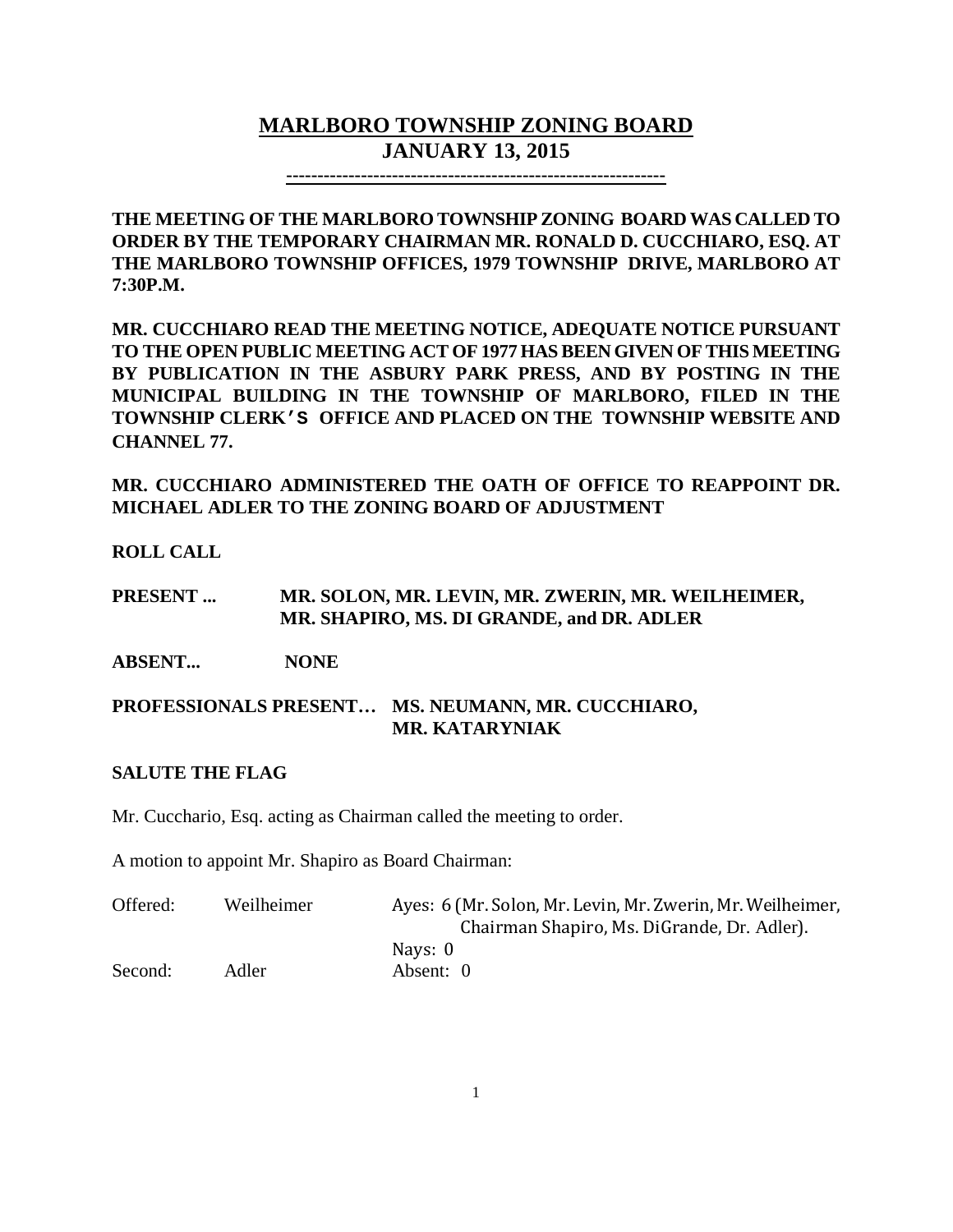# MARLBORO TOWNSHIP ZONING BOARD
## JANUARY 13, 2015

---

**THE MEETING OF THE MARLBORO TOWNSHIP ZONING BOARD WAS CALLED TO ORDER BY THE TEMPORARY CHAIRMAN MR. RONALD D. CUCCHIARO, ESQ. AT THE MARLBORO TOWNSHIP OFFICES, 1979 TOWNSHIP DRIVE, MARLBORO AT 7:30P.M.**

**MR. CUCCHIARO READ THE MEETING NOTICE, ADEQUATE NOTICE PURSUANT TO THE OPEN PUBLIC MEETING ACT OF 1977 HAS BEEN GIVEN OF THIS MEETING BY PUBLICATION IN THE ASBURY PARK PRESS, AND BY POSTING IN THE MUNICIPAL BUILDING IN THE TOWNSHIP OF MARLBORO, FILED IN THE TOWNSHIP CLERK'S OFFICE AND PLACED ON THE TOWNSHIP WEBSITE AND CHANNEL 77.**

**MR. CUCCHIARO ADMINISTERED THE OATH OF OFFICE TO REAPPOINT DR. MICHAEL ADLER TO THE ZONING BOARD OF ADJUSTMENT**

**ROLL CALL**

**PRESENT ...** **MR. SOLON, MR. LEVIN, MR. ZWERIN, MR. WEILHEIMER, MR. SHAPIRO, MS. DI GRANDE, and DR. ADLER**

**ABSENT...** **NONE**

**PROFESSIONALS PRESENT…** **MS. NEUMANN, MR. CUCCHIARO, MR. KATARYNIAK**

**SALUTE THE FLAG**

Mr. Cucchario, Esq. acting as Chairman called the meeting to order.

A motion to appoint Mr. Shapiro as Board Chairman:

| | | |
|---|---|---|
| Offered: | Weilheimer | Ayes: 6 (Mr. Solon, Mr. Levin, Mr. Zwerin, Mr. Weilheimer, Chairman Shapiro, Ms. DiGrande, Dr. Adler). |
| | | Nays: 0 |
| Second: | Adler | Absent: 0 |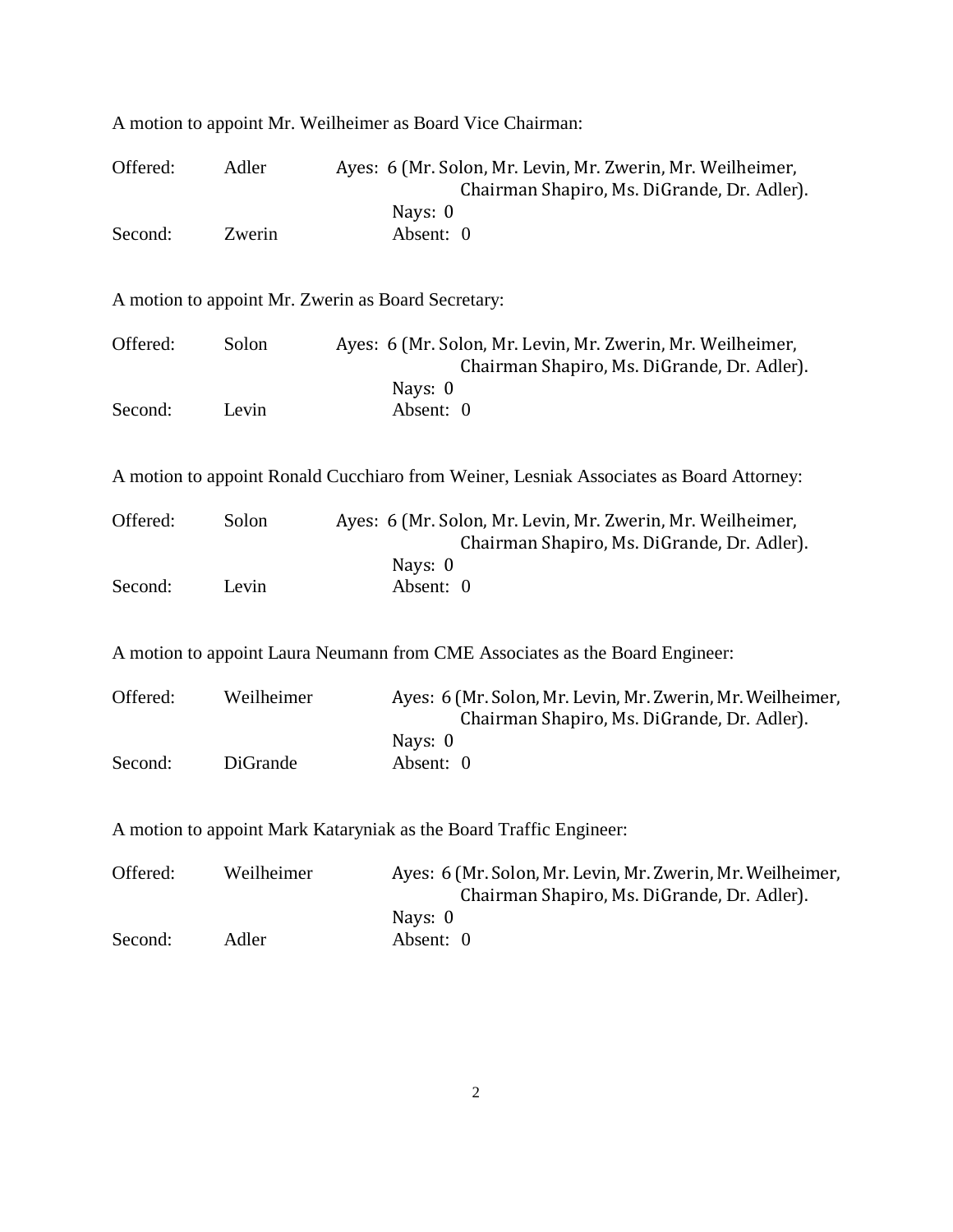A motion to appoint Mr. Weilheimer as Board Vice Chairman:

Offered: Adler
Ayes: 6 (Mr. Solon, Mr. Levin, Mr. Zwerin, Mr. Weilheimer, Chairman Shapiro, Ms. DiGrande, Dr. Adler).
Nays: 0
Second: Zwerin
Absent: 0

A motion to appoint Mr. Zwerin as Board Secretary:

Offered: Solon
Ayes: 6 (Mr. Solon, Mr. Levin, Mr. Zwerin, Mr. Weilheimer, Chairman Shapiro, Ms. DiGrande, Dr. Adler).
Nays: 0
Second: Levin
Absent: 0

A motion to appoint Ronald Cucchiaro from Weiner, Lesniak Associates as Board Attorney:

Offered: Solon
Ayes: 6 (Mr. Solon, Mr. Levin, Mr. Zwerin, Mr. Weilheimer, Chairman Shapiro, Ms. DiGrande, Dr. Adler).
Nays: 0
Second: Levin
Absent: 0

A motion to appoint Laura Neumann from CME Associates as the Board Engineer:

Offered: Weilheimer
Ayes: 6 (Mr. Solon, Mr. Levin, Mr. Zwerin, Mr. Weilheimer, Chairman Shapiro, Ms. DiGrande, Dr. Adler).
Nays: 0
Second: DiGrande
Absent: 0

A motion to appoint Mark Kataryniak as the Board Traffic Engineer:

Offered: Weilheimer
Ayes: 6 (Mr. Solon, Mr. Levin, Mr. Zwerin, Mr. Weilheimer, Chairman Shapiro, Ms. DiGrande, Dr. Adler).
Nays: 0
Second: Adler
Absent: 0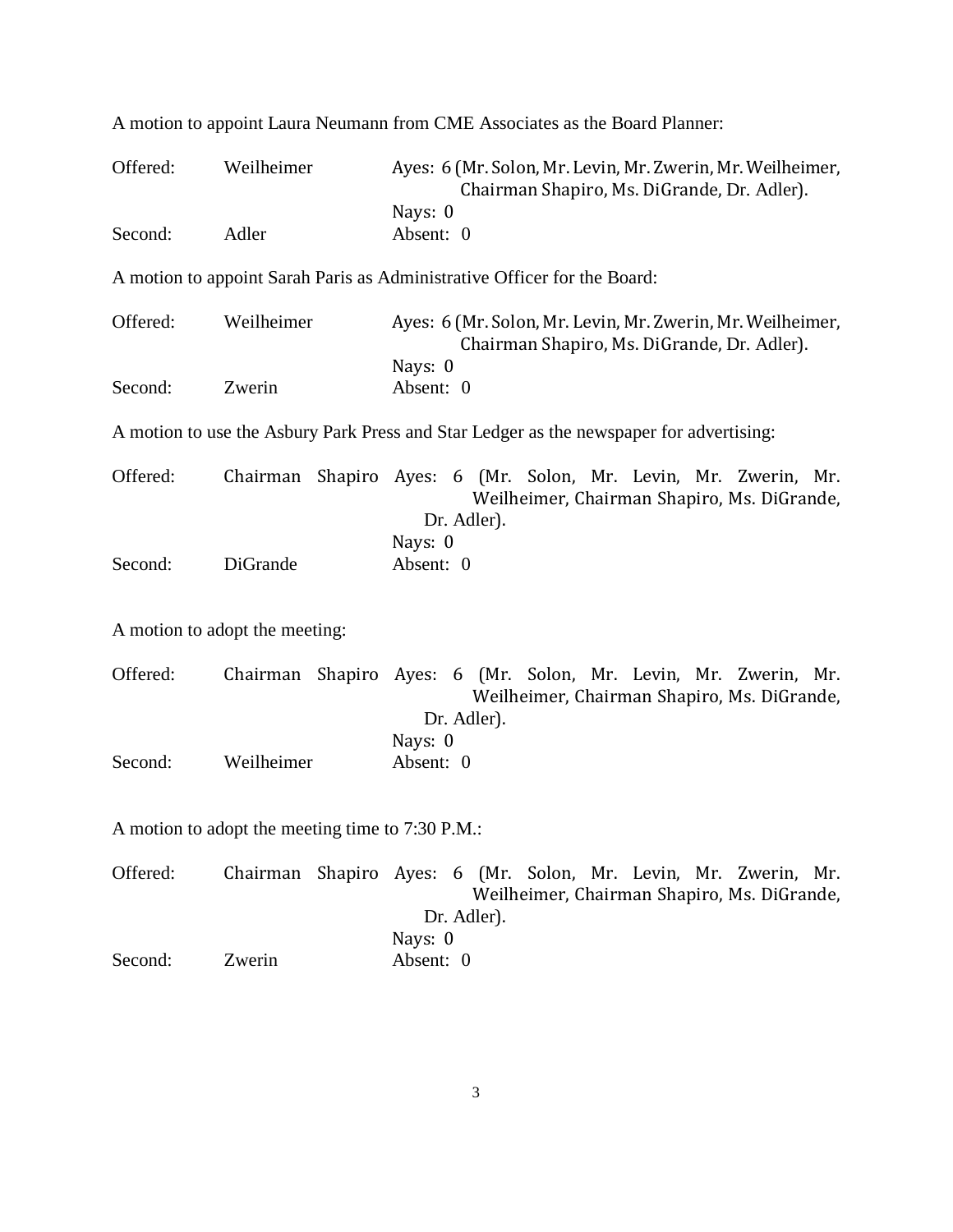A motion to appoint Laura Neumann from CME Associates as the Board Planner:

Offered: Weilheimer
Ayes: 6 (Mr. Solon, Mr. Levin, Mr. Zwerin, Mr. Weilheimer, Chairman Shapiro, Ms. DiGrande, Dr. Adler).
Nays: 0
Second: Adler
Absent: 0

A motion to appoint Sarah Paris as Administrative Officer for the Board:

Offered: Weilheimer
Ayes: 6 (Mr. Solon, Mr. Levin, Mr. Zwerin, Mr. Weilheimer, Chairman Shapiro, Ms. DiGrande, Dr. Adler).
Nays: 0
Second: Zwerin
Absent: 0

A motion to use the Asbury Park Press and Star Ledger as the newspaper for advertising:

Offered: Chairman Shapiro
Ayes: 6 (Mr. Solon, Mr. Levin, Mr. Zwerin, Mr. Weilheimer, Chairman Shapiro, Ms. DiGrande, Dr. Adler).
Nays: 0
Second: DiGrande
Absent: 0

A motion to adopt the meeting:

Offered: Chairman Shapiro
Ayes: 6 (Mr. Solon, Mr. Levin, Mr. Zwerin, Mr. Weilheimer, Chairman Shapiro, Ms. DiGrande, Dr. Adler).
Nays: 0
Second: Weilheimer
Absent: 0

A motion to adopt the meeting time to 7:30 P.M.:

Offered: Chairman Shapiro
Ayes: 6 (Mr. Solon, Mr. Levin, Mr. Zwerin, Mr. Weilheimer, Chairman Shapiro, Ms. DiGrande, Dr. Adler).
Nays: 0
Second: Zwerin
Absent: 0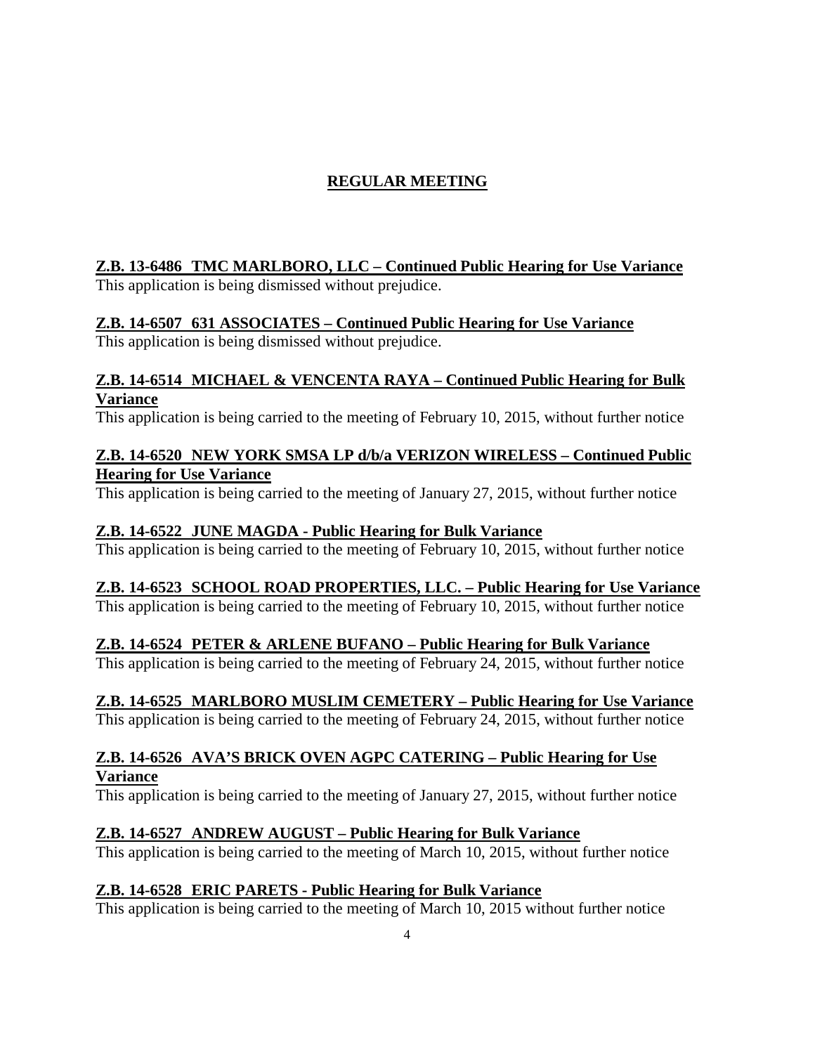## REGULAR MEETING

**Z.B. 13-6486 TMC MARLBORO, LLC – Continued Public Hearing for Use Variance**

This application is being dismissed without prejudice.

**Z.B. 14-6507 631 ASSOCIATES – Continued Public Hearing for Use Variance**

This application is being dismissed without prejudice.

**Z.B. 14-6514 MICHAEL & VENCENTA RAYA – Continued Public Hearing for Bulk Variance**

This application is being carried to the meeting of February 10, 2015, without further notice

**Z.B. 14-6520 NEW YORK SMSA LP d/b/a VERIZON WIRELESS – Continued Public Hearing for Use Variance**

This application is being carried to the meeting of January 27, 2015, without further notice

**Z.B. 14-6522 JUNE MAGDA - Public Hearing for Bulk Variance**

This application is being carried to the meeting of February 10, 2015, without further notice

**Z.B. 14-6523 SCHOOL ROAD PROPERTIES, LLC. – Public Hearing for Use Variance**

This application is being carried to the meeting of February 10, 2015, without further notice

**Z.B. 14-6524 PETER & ARLENE BUFANO – Public Hearing for Bulk Variance**

This application is being carried to the meeting of February 24, 2015, without further notice

**Z.B. 14-6525 MARLBORO MUSLIM CEMETERY – Public Hearing for Use Variance**

This application is being carried to the meeting of February 24, 2015, without further notice

**Z.B. 14-6526 AVA'S BRICK OVEN AGPC CATERING – Public Hearing for Use Variance**

This application is being carried to the meeting of January 27, 2015, without further notice

**Z.B. 14-6527 ANDREW AUGUST – Public Hearing for Bulk Variance**

This application is being carried to the meeting of March 10, 2015, without further notice

**Z.B. 14-6528 ERIC PARETS - Public Hearing for Bulk Variance**

This application is being carried to the meeting of March 10, 2015 without further notice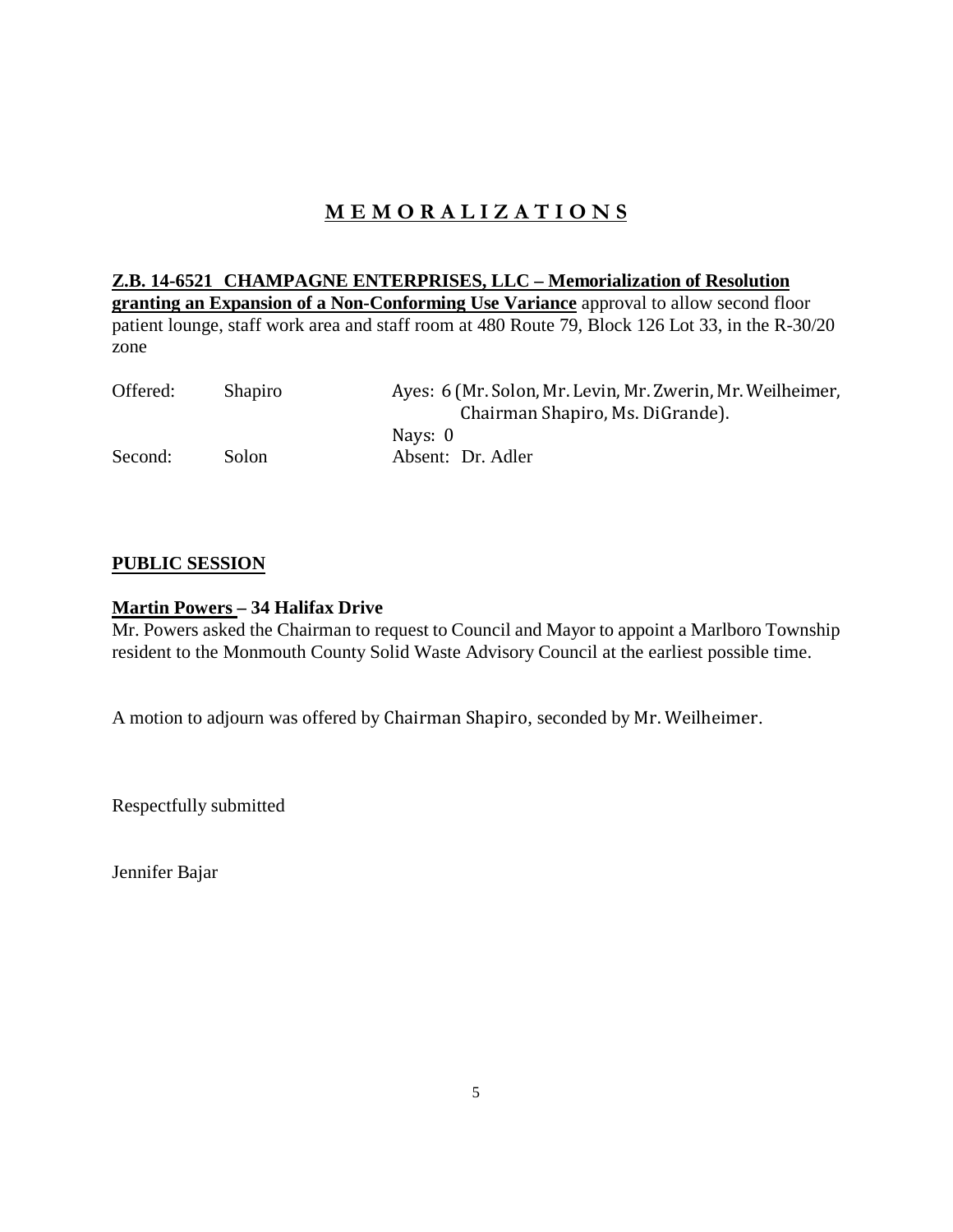## M E M O R A L I Z A T I O N S

**Z.B. 14-6521 CHAMPAGNE ENTERPRISES, LLC – Memorialization of Resolution granting an Expansion of a Non-Conforming Use Variance** approval to allow second floor patient lounge, staff work area and staff room at 480 Route 79, Block 126 Lot 33, in the R-30/20 zone

| | | |
|---|---|---|
| Offered: | Shapiro | Ayes: 6 (Mr. Solon, Mr. Levin, Mr. Zwerin, Mr. Weilheimer, Chairman Shapiro, Ms. DiGrande). |
| | | Nays: 0 |
| Second: | Solon | Absent: Dr. Adler |

**PUBLIC SESSION**

**Martin Powers – 34 Halifax Drive**

Mr. Powers asked the Chairman to request to Council and Mayor to appoint a Marlboro Township resident to the Monmouth County Solid Waste Advisory Council at the earliest possible time.

A motion to adjourn was offered by Chairman Shapiro, seconded by Mr. Weilheimer.

Respectfully submitted

Jennifer Bajar